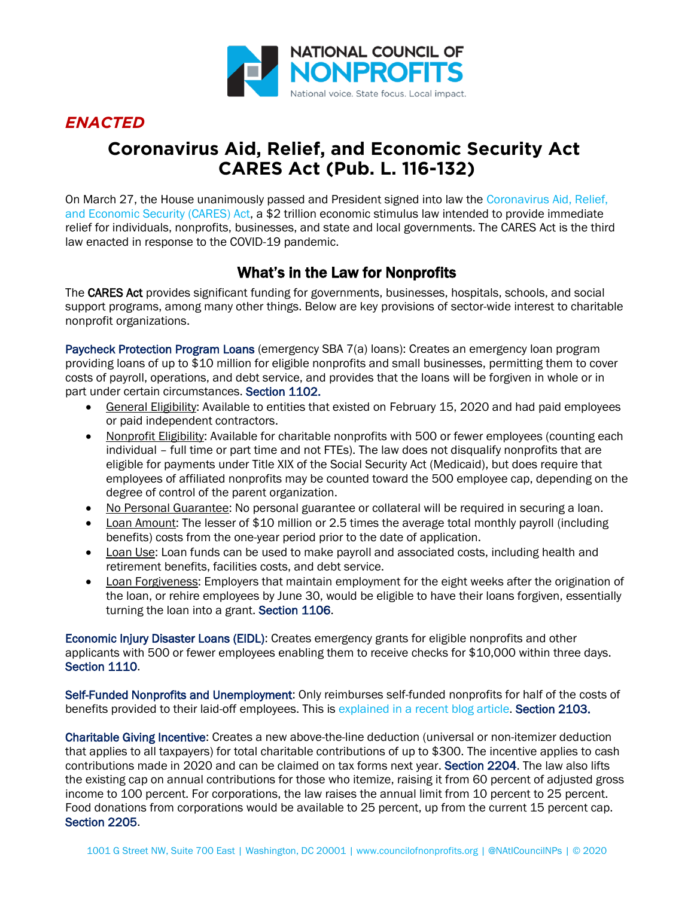NATIONAL COUNCIL OF NONPROFITS

National voice. State focus. Local impact.

***ENACTED***

# Coronavirus Aid, Relief, and Economic Security Act CARES Act (Pub. L. 116-132)

On March 27, the House unanimously passed and President signed into law the Coronavirus Aid, Relief, and Economic Security (CARES) Act, a $2 trillion economic stimulus law intended to provide immediate relief for individuals, nonprofits, businesses, and state and local governments. The CARES Act is the third law enacted in response to the COVID-19 pandemic.

## What's in the Law for Nonprofits

The CARES Act provides significant funding for governments, businesses, hospitals, schools, and social support programs, among many other things. Below are key provisions of sector-wide interest to charitable nonprofit organizations.

Paycheck Protection Program Loans (emergency SBA 7(a) loans): Creates an emergency loan program providing loans of up to $10 million for eligible nonprofits and small businesses, permitting them to cover costs of payroll, operations, and debt service, and provides that the loans will be forgiven in whole or in part under certain circumstances. Section 1102.

- General Eligibility: Available to entities that existed on February 15, 2020 and had paid employees or paid independent contractors.
- Nonprofit Eligibility: Available for charitable nonprofits with 500 or fewer employees (counting each individual – full time or part time and not FTEs). The law does not disqualify nonprofits that are eligible for payments under Title XIX of the Social Security Act (Medicaid), but does require that employees of affiliated nonprofits may be counted toward the 500 employee cap, depending on the degree of control of the parent organization.
- No Personal Guarantee: No personal guarantee or collateral will be required in securing a loan.
- Loan Amount: The lesser of $10 million or 2.5 times the average total monthly payroll (including benefits) costs from the one-year period prior to the date of application.
- Loan Use: Loan funds can be used to make payroll and associated costs, including health and retirement benefits, facilities costs, and debt service.
- Loan Forgiveness: Employers that maintain employment for the eight weeks after the origination of the loan, or rehire employees by June 30, would be eligible to have their loans forgiven, essentially turning the loan into a grant. Section 1106.

Economic Injury Disaster Loans (EIDL): Creates emergency grants for eligible nonprofits and other applicants with 500 or fewer employees enabling them to receive checks for $10,000 within three days. Section 1110.

Self-Funded Nonprofits and Unemployment: Only reimburses self-funded nonprofits for half of the costs of benefits provided to their laid-off employees. This is explained in a recent blog article. Section 2103.

Charitable Giving Incentive: Creates a new above-the-line deduction (universal or non-itemizer deduction that applies to all taxpayers) for total charitable contributions of up to $300. The incentive applies to cash contributions made in 2020 and can be claimed on tax forms next year. Section 2204. The law also lifts the existing cap on annual contributions for those who itemize, raising it from 60 percent of adjusted gross income to 100 percent. For corporations, the law raises the annual limit from 10 percent to 25 percent. Food donations from corporations would be available to 25 percent, up from the current 15 percent cap. Section 2205.

1001 G Street NW, Suite 700 East | Washington, DC 20001 | www.councilofnonprofits.org | @NAtlCouncilNPs | © 2020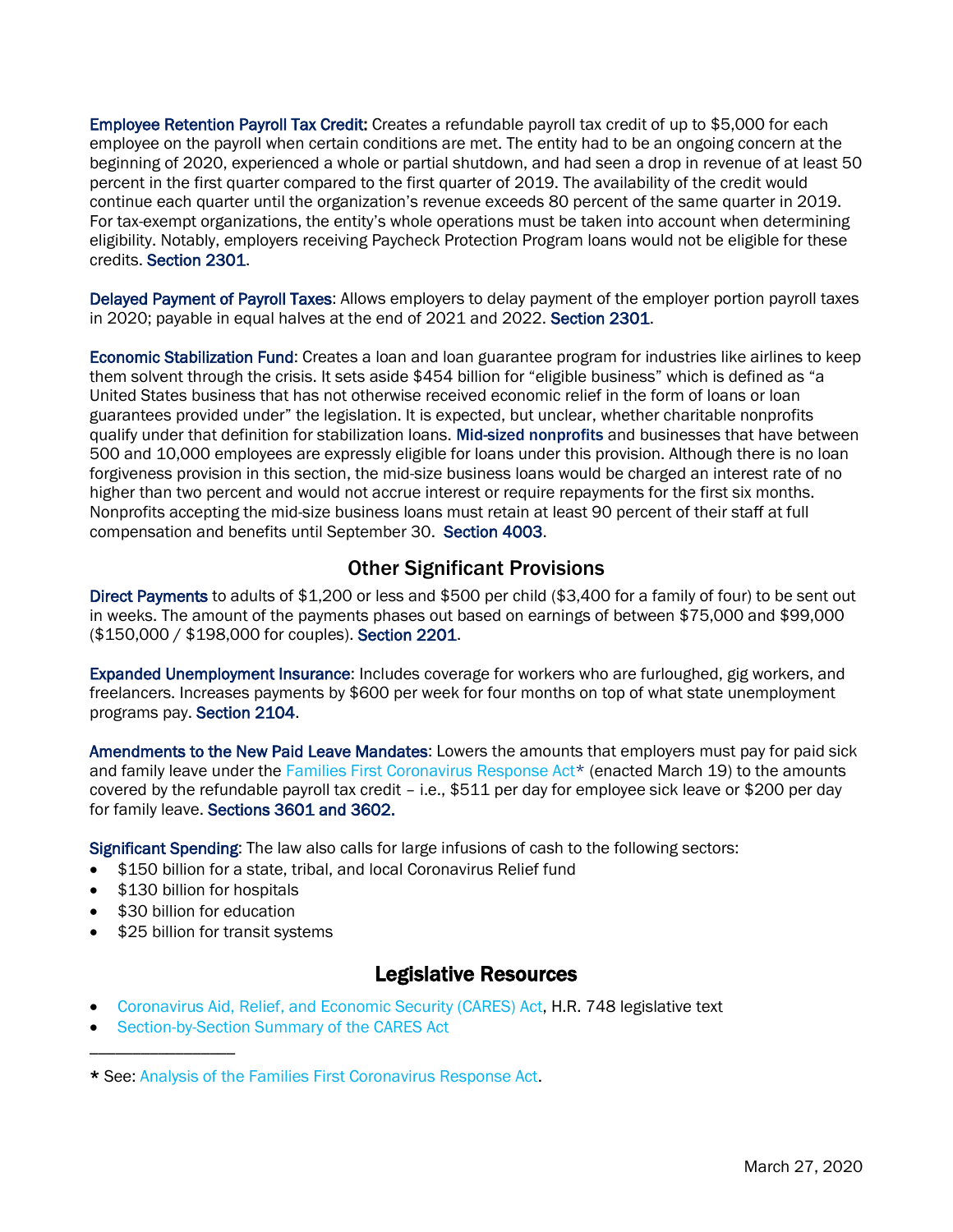**Employee Retention Payroll Tax Credit:** Creates a refundable payroll tax credit of up to $5,000 for each employee on the payroll when certain conditions are met. The entity had to be an ongoing concern at the beginning of 2020, experienced a whole or partial shutdown, and had seen a drop in revenue of at least 50 percent in the first quarter compared to the first quarter of 2019. The availability of the credit would continue each quarter until the organization's revenue exceeds 80 percent of the same quarter in 2019. For tax-exempt organizations, the entity's whole operations must be taken into account when determining eligibility. Notably, employers receiving Paycheck Protection Program loans would not be eligible for these credits. Section 2301.

**Delayed Payment of Payroll Taxes**: Allows employers to delay payment of the employer portion payroll taxes in 2020; payable in equal halves at the end of 2021 and 2022. Section 2301.

**Economic Stabilization Fund**: Creates a loan and loan guarantee program for industries like airlines to keep them solvent through the crisis. It sets aside $454 billion for "eligible business" which is defined as "a United States business that has not otherwise received economic relief in the form of loans or loan guarantees provided under" the legislation. It is expected, but unclear, whether charitable nonprofits qualify under that definition for stabilization loans. **Mid-sized nonprofits** and businesses that have between 500 and 10,000 employees are expressly eligible for loans under this provision. Although there is no loan forgiveness provision in this section, the mid-size business loans would be charged an interest rate of no higher than two percent and would not accrue interest or require repayments for the first six months. Nonprofits accepting the mid-size business loans must retain at least 90 percent of their staff at full compensation and benefits until September 30. Section 4003.

## Other Significant Provisions

**Direct Payments** to adults of $1,200 or less and $500 per child ($3,400 for a family of four) to be sent out in weeks. The amount of the payments phases out based on earnings of between $75,000 and $99,000 ($150,000 / $198,000 for couples). Section 2201.

**Expanded Unemployment Insurance**: Includes coverage for workers who are furloughed, gig workers, and freelancers. Increases payments by $600 per week for four months on top of what state unemployment programs pay. Section 2104.

**Amendments to the New Paid Leave Mandates**: Lowers the amounts that employers must pay for paid sick and family leave under the Families First Coronavirus Response Act* (enacted March 19) to the amounts covered by the refundable payroll tax credit – i.e., $511 per day for employee sick leave or $200 per day for family leave. Sections 3601 and 3602.

**Significant Spending**: The law also calls for large infusions of cash to the following sectors:

- $150 billion for a state, tribal, and local Coronavirus Relief fund
- $130 billion for hospitals
- $30 billion for education
- $25 billion for transit systems

## Legislative Resources

- Coronavirus Aid, Relief, and Economic Security (CARES) Act, H.R. 748 legislative text
- Section-by-Section Summary of the CARES Act

---

* See: Analysis of the Families First Coronavirus Response Act.

March 27, 2020